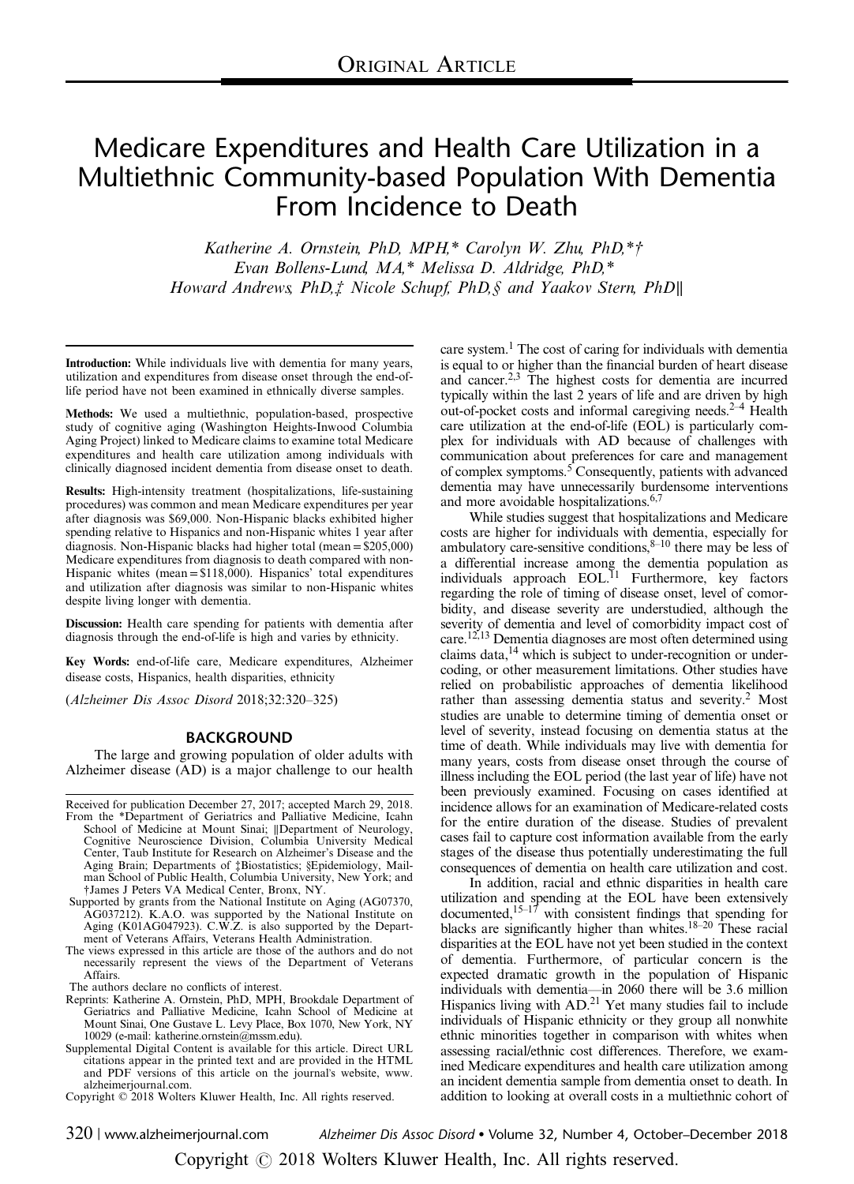ORIGINAL ARTICLE

# Medicare Expenditures and Health Care Utilization in a Multiethnic Community-based Population With Dementia From Incidence to Death

Katherine A. Ornstein, PhD, MPH,* Carolyn W. Zhu, PhD,*† Evan Bollens-Lund, MA,* Melissa D. Aldridge, PhD,* Howard Andrews, PhD,‡ Nicole Schupf, PhD,§ and Yaakov Stern, PhD‖

**Introduction:** While individuals live with dementia for many years, utilization and expenditures from disease onset through the end-of-life period have not been examined in ethnically diverse samples.

**Methods:** We used a multiethnic, population-based, prospective study of cognitive aging (Washington Heights-Inwood Columbia Aging Project) linked to Medicare claims to examine total Medicare expenditures and health care utilization among individuals with clinically diagnosed incident dementia from disease onset to death.

**Results:** High-intensity treatment (hospitalizations, life-sustaining procedures) was common and mean Medicare expenditures per year after diagnosis was $69,000. Non-Hispanic blacks exhibited higher spending relative to Hispanics and non-Hispanic whites 1 year after diagnosis. Non-Hispanic blacks had higher total (mean = $205,000) Medicare expenditures from diagnosis to death compared with non-Hispanic whites (mean = $118,000). Hispanics' total expenditures and utilization after diagnosis was similar to non-Hispanic whites despite living longer with dementia.

**Discussion:** Health care spending for patients with dementia after diagnosis through the end-of-life is high and varies by ethnicity.

**Key Words:** end-of-life care, Medicare expenditures, Alzheimer disease costs, Hispanics, health disparities, ethnicity

(*Alzheimer Dis Assoc Disord* 2018;32:320–325)

## BACKGROUND

The large and growing population of older adults with Alzheimer disease (AD) is a major challenge to our health care system.[1] The cost of caring for individuals with dementia is equal to or higher than the financial burden of heart disease and cancer.[2,3] The highest costs for dementia are incurred typically within the last 2 years of life and are driven by high out-of-pocket costs and informal caregiving needs.[2–4] Health care utilization at the end-of-life (EOL) is particularly complex for individuals with AD because of challenges with communication about preferences for care and management of complex symptoms.[5] Consequently, patients with advanced dementia may have unnecessarily burdensome interventions and more avoidable hospitalizations.[6,7]

While studies suggest that hospitalizations and Medicare costs are higher for individuals with dementia, especially for ambulatory care-sensitive conditions,[8–10] there may be less of a differential increase among the dementia population as individuals approach EOL.[11] Furthermore, key factors regarding the role of timing of disease onset, level of comorbidity, and disease severity are understudied, although the severity of dementia and level of comorbidity impact cost of care.[12,13] Dementia diagnoses are most often determined using claims data,[14] which is subject to under-recognition or under-coding, or other measurement limitations. Other studies have relied on probabilistic approaches of dementia likelihood rather than assessing dementia status and severity.[2] Most studies are unable to determine timing of dementia onset or level of severity, instead focusing on dementia status at the time of death. While individuals may live with dementia for many years, costs from disease onset through the course of illness including the EOL period (the last year of life) have not been previously examined. Focusing on cases identified at incidence allows for an examination of Medicare-related costs for the entire duration of the disease. Studies of prevalent cases fail to capture cost information available from the early stages of the disease thus potentially underestimating the full consequences of dementia on health care utilization and cost.

In addition, racial and ethnic disparities in health care utilization and spending at the EOL have been extensively documented,[15–17] with consistent findings that spending for blacks are significantly higher than whites.[18–20] These racial disparities at the EOL have not yet been studied in the context of dementia. Furthermore, of particular concern is the expected dramatic growth in the population of Hispanic individuals with dementia—in 2060 there will be 3.6 million Hispanics living with AD.[21] Yet many studies fail to include individuals of Hispanic ethnicity or they group all nonwhite ethnic minorities together in comparison with whites when assessing racial/ethnic cost differences. Therefore, we examined Medicare expenditures and health care utilization among an incident dementia sample from dementia onset to death. In addition to looking at overall costs in a multiethnic cohort of

---

Received for publication December 27, 2017; accepted March 29, 2018.

From the *Department of Geriatrics and Palliative Medicine, Icahn School of Medicine at Mount Sinai; ‖Department of Neurology, Cognitive Neuroscience Division, Columbia University Medical Center, Taub Institute for Research on Alzheimer's Disease and the Aging Brain; Departments of ‡Biostatistics; §Epidemiology, Mailman School of Public Health, Columbia University, New York; and †James J Peters VA Medical Center, Bronx, NY.

Supported by grants from the National Institute on Aging (AG07370, AG037212). K.A.O. was supported by the National Institute on Aging (K01AG047923). C.W.Z. is also supported by the Department of Veterans Affairs, Veterans Health Administration.

The views expressed in this article are those of the authors and do not necessarily represent the views of the Department of Veterans Affairs.

The authors declare no conflicts of interest.

Reprints: Katherine A. Ornstein, PhD, MPH, Brookdale Department of Geriatrics and Palliative Medicine, Icahn School of Medicine at Mount Sinai, One Gustave L. Levy Place, Box 1070, New York, NY 10029 (e-mail: katherine.ornstein@mssm.edu).

Supplemental Digital Content is available for this article. Direct URL citations appear in the printed text and are provided in the HTML and PDF versions of this article on the journal's website, www.alzheimerjournal.com.

Copyright © 2018 Wolters Kluwer Health, Inc. All rights reserved.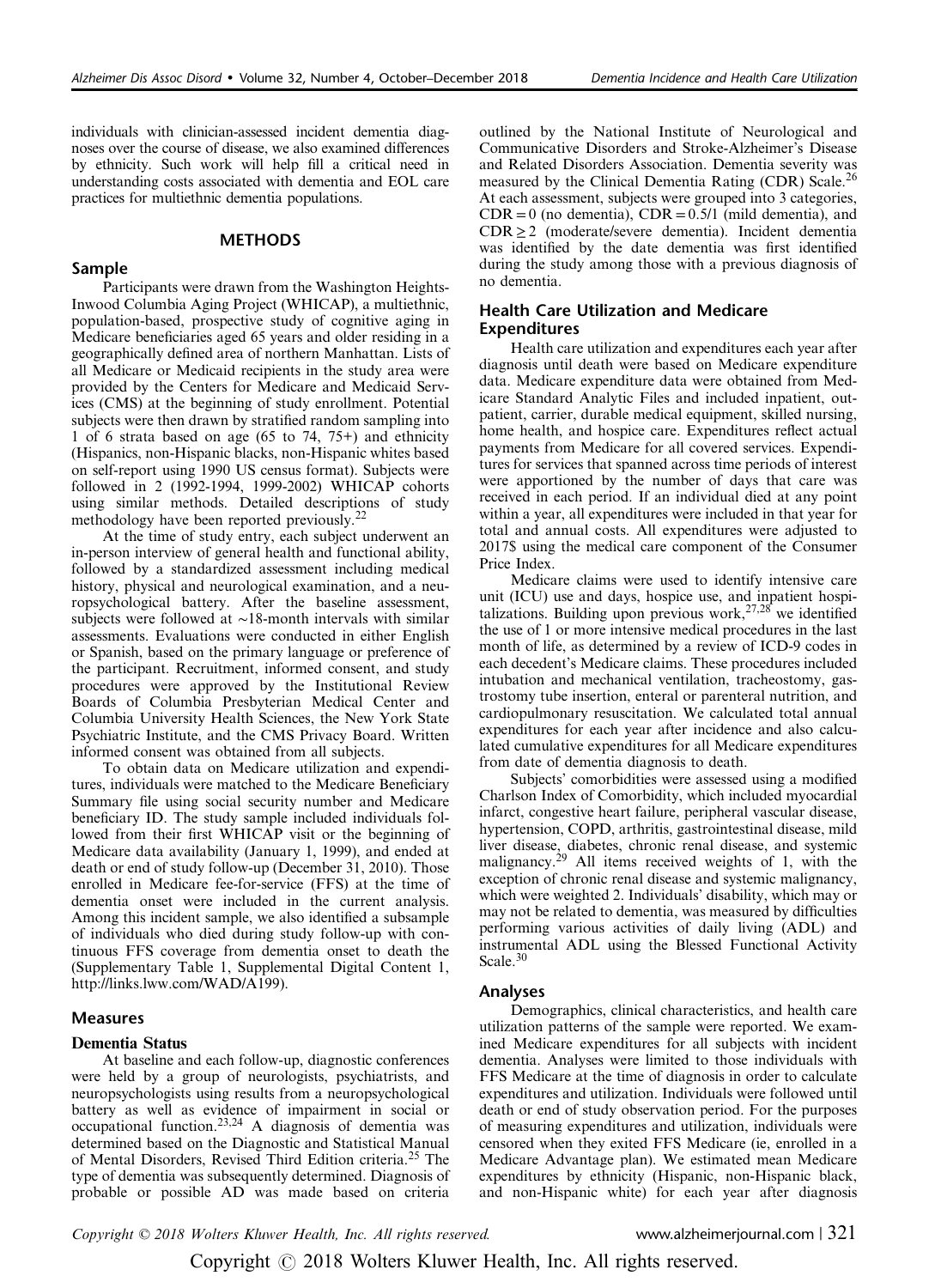individuals with clinician-assessed incident dementia diagnoses over the course of disease, we also examined differences by ethnicity. Such work will help fill a critical need in understanding costs associated with dementia and EOL care practices for multiethnic dementia populations.

## METHODS

### Sample

Participants were drawn from the Washington Heights-Inwood Columbia Aging Project (WHICAP), a multiethnic, population-based, prospective study of cognitive aging in Medicare beneficiaries aged 65 years and older residing in a geographically defined area of northern Manhattan. Lists of all Medicare or Medicaid recipients in the study area were provided by the Centers for Medicare and Medicaid Services (CMS) at the beginning of study enrollment. Potential subjects were then drawn by stratified random sampling into 1 of 6 strata based on age (65 to 74, 75+) and ethnicity (Hispanics, non-Hispanic blacks, non-Hispanic whites based on self-report using 1990 US census format). Subjects were followed in 2 (1992-1994, 1999-2002) WHICAP cohorts using similar methods. Detailed descriptions of study methodology have been reported previously.[22]

At the time of study entry, each subject underwent an in-person interview of general health and functional ability, followed by a standardized assessment including medical history, physical and neurological examination, and a neuropsychological battery. After the baseline assessment, subjects were followed at ~18-month intervals with similar assessments. Evaluations were conducted in either English or Spanish, based on the primary language or preference of the participant. Recruitment, informed consent, and study procedures were approved by the Institutional Review Boards of Columbia Presbyterian Medical Center and Columbia University Health Sciences, the New York State Psychiatric Institute, and the CMS Privacy Board. Written informed consent was obtained from all subjects.

To obtain data on Medicare utilization and expenditures, individuals were matched to the Medicare Beneficiary Summary file using social security number and Medicare beneficiary ID. The study sample included individuals followed from their first WHICAP visit or the beginning of Medicare data availability (January 1, 1999), and ended at death or end of study follow-up (December 31, 2010). Those enrolled in Medicare fee-for-service (FFS) at the time of dementia onset were included in the current analysis. Among this incident sample, we also identified a subsample of individuals who died during study follow-up with continuous FFS coverage from dementia onset to death the (Supplementary Table 1, Supplemental Digital Content 1, http://links.lww.com/WAD/A199).

### Measures

#### Dementia Status

At baseline and each follow-up, diagnostic conferences were held by a group of neurologists, psychiatrists, and neuropsychologists using results from a neuropsychological battery as well as evidence of impairment in social or occupational function.[23,24] A diagnosis of dementia was determined based on the Diagnostic and Statistical Manual of Mental Disorders, Revised Third Edition criteria.[25] The type of dementia was subsequently determined. Diagnosis of probable or possible AD was made based on criteria outlined by the National Institute of Neurological and Communicative Disorders and Stroke-Alzheimer's Disease and Related Disorders Association. Dementia severity was measured by the Clinical Dementia Rating (CDR) Scale.[26] At each assessment, subjects were grouped into 3 categories, CDR = 0 (no dementia), CDR = 0.5/1 (mild dementia), and CDR ≥ 2 (moderate/severe dementia). Incident dementia was identified by the date dementia was first identified during the study among those with a previous diagnosis of no dementia.

### Health Care Utilization and Medicare Expenditures

Health care utilization and expenditures each year after diagnosis until death were based on Medicare expenditure data. Medicare expenditure data were obtained from Medicare Standard Analytic Files and included inpatient, outpatient, carrier, durable medical equipment, skilled nursing, home health, and hospice care. Expenditures reflect actual payments from Medicare for all covered services. Expenditures for services that spanned across time periods of interest were apportioned by the number of days that care was received in each period. If an individual died at any point within a year, all expenditures were included in that year for total and annual costs. All expenditures were adjusted to 2017$ using the medical care component of the Consumer Price Index.

Medicare claims were used to identify intensive care unit (ICU) use and days, hospice use, and inpatient hospitalizations. Building upon previous work,[27,28] we identified the use of 1 or more intensive medical procedures in the last month of life, as determined by a review of ICD-9 codes in each decedent's Medicare claims. These procedures included intubation and mechanical ventilation, tracheostomy, gastrostomy tube insertion, enteral or parenteral nutrition, and cardiopulmonary resuscitation. We calculated total annual expenditures for each year after incidence and also calculated cumulative expenditures for all Medicare expenditures from date of dementia diagnosis to death.

Subjects' comorbidities were assessed using a modified Charlson Index of Comorbidity, which included myocardial infarct, congestive heart failure, peripheral vascular disease, hypertension, COPD, arthritis, gastrointestinal disease, mild liver disease, diabetes, chronic renal disease, and systemic malignancy.[29] All items received weights of 1, with the exception of chronic renal disease and systemic malignancy, which were weighted 2. Individuals' disability, which may or may not be related to dementia, was measured by difficulties performing various activities of daily living (ADL) and instrumental ADL using the Blessed Functional Activity Scale.[30]

### Analyses

Demographics, clinical characteristics, and health care utilization patterns of the sample were reported. We examined Medicare expenditures for all subjects with incident dementia. Analyses were limited to those individuals with FFS Medicare at the time of diagnosis in order to calculate expenditures and utilization. Individuals were followed until death or end of study observation period. For the purposes of measuring expenditures and utilization, individuals were censored when they exited FFS Medicare (ie, enrolled in a Medicare Advantage plan). We estimated mean Medicare expenditures by ethnicity (Hispanic, non-Hispanic black, and non-Hispanic white) for each year after diagnosis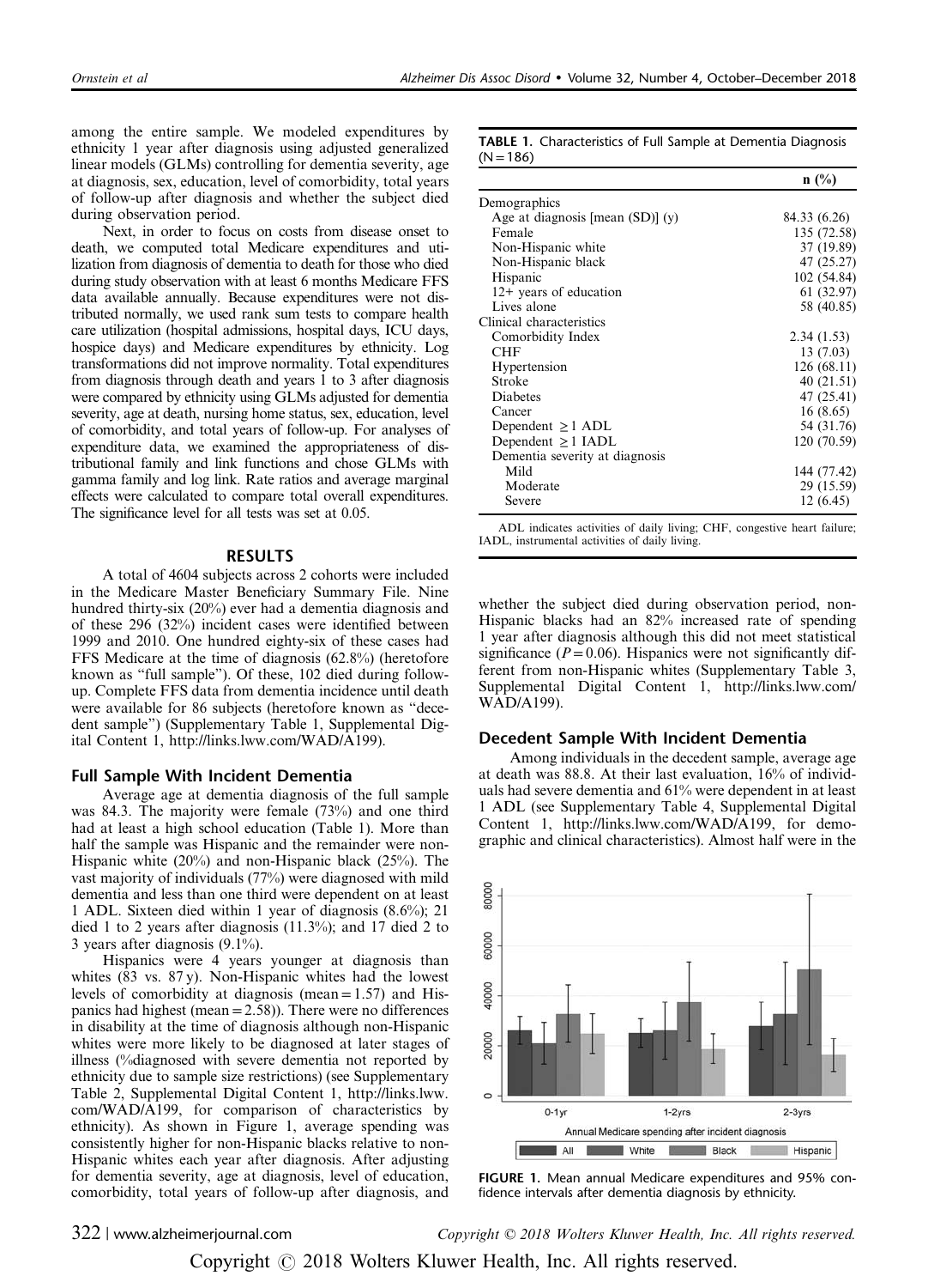among the entire sample. We modeled expenditures by ethnicity 1 year after diagnosis using adjusted generalized linear models (GLMs) controlling for dementia severity, age at diagnosis, sex, education, level of comorbidity, total years of follow-up after diagnosis and whether the subject died during observation period.

Next, in order to focus on costs from disease onset to death, we computed total Medicare expenditures and utilization from diagnosis of dementia to death for those who died during study observation with at least 6 months Medicare FFS data available annually. Because expenditures were not distributed normally, we used rank sum tests to compare health care utilization (hospital admissions, hospital days, ICU days, hospice days) and Medicare expenditures by ethnicity. Log transformations did not improve normality. Total expenditures from diagnosis through death and years 1 to 3 after diagnosis were compared by ethnicity using GLMs adjusted for dementia severity, age at death, nursing home status, sex, education, level of comorbidity, and total years of follow-up. For analyses of expenditure data, we examined the appropriateness of distributional family and link functions and chose GLMs with gamma family and log link. Rate ratios and average marginal effects were calculated to compare total overall expenditures. The significance level for all tests was set at 0.05.

## RESULTS

A total of 4604 subjects across 2 cohorts were included in the Medicare Master Beneficiary Summary File. Nine hundred thirty-six (20%) ever had a dementia diagnosis and of these 296 (32%) incident cases were identified between 1999 and 2010. One hundred eighty-six of these cases had FFS Medicare at the time of diagnosis (62.8%) (heretofore known as "full sample"). Of these, 102 died during follow-up. Complete FFS data from dementia incidence until death were available for 86 subjects (heretofore known as "decedent sample") (Supplementary Table 1, Supplemental Digital Content 1, http://links.lww.com/WAD/A199).

### Full Sample With Incident Dementia

Average age at dementia diagnosis of the full sample was 84.3. The majority were female (73%) and one third had at least a high school education (Table 1). More than half the sample was Hispanic and the remainder were non-Hispanic white (20%) and non-Hispanic black (25%). The vast majority of individuals (77%) were diagnosed with mild dementia and less than one third were dependent on at least 1 ADL. Sixteen died within 1 year of diagnosis (8.6%); 21 died 1 to 2 years after diagnosis (11.3%); and 17 died 2 to 3 years after diagnosis (9.1%).

Hispanics were 4 years younger at diagnosis than whites (83 vs. 87 y). Non-Hispanic whites had the lowest levels of comorbidity at diagnosis (mean = 1.57) and Hispanics had highest (mean = 2.58)). There were no differences in disability at the time of diagnosis although non-Hispanic whites were more likely to be diagnosed at later stages of illness (%diagnosed with severe dementia not reported by ethnicity due to sample size restrictions) (see Supplementary Table 2, Supplemental Digital Content 1, http://links.lww.com/WAD/A199, for comparison of characteristics by ethnicity). As shown in Figure 1, average spending was consistently higher for non-Hispanic blacks relative to non-Hispanic whites each year after diagnosis. After adjusting for dementia severity, age at diagnosis, level of education, comorbidity, total years of follow-up after diagnosis, and whether the subject died during observation period, non-Hispanic blacks had an 82% increased rate of spending 1 year after diagnosis although this did not meet statistical significance ($P = 0.06$). Hispanics were not significantly different from non-Hispanic whites (Supplementary Table 3, Supplemental Digital Content 1, http://links.lww.com/WAD/A199).

**TABLE 1.** Characteristics of Full Sample at Dementia Diagnosis (N = 186)

| | n (%) |
|---|---|
| Demographics | |
| Age at diagnosis [mean (SD)] (y) | 84.33 (6.26) |
| Female | 135 (72.58) |
| Non-Hispanic white | 37 (19.89) |
| Non-Hispanic black | 47 (25.27) |
| Hispanic | 102 (54.84) |
| 12+ years of education | 61 (32.97) |
| Lives alone | 58 (40.85) |
| Clinical characteristics | |
| Comorbidity Index | 2.34 (1.53) |
| CHF | 13 (7.03) |
| Hypertension | 126 (68.11) |
| Stroke | 40 (21.51) |
| Diabetes | 47 (25.41) |
| Cancer | 16 (8.65) |
| Dependent ≥ 1 ADL | 54 (31.76) |
| Dependent ≥ 1 IADL | 120 (70.59) |
| Dementia severity at diagnosis | |
| Mild | 144 (77.42) |
| Moderate | 29 (15.59) |
| Severe | 12 (6.45) |

ADL indicates activities of daily living; CHF, congestive heart failure; IADL, instrumental activities of daily living.

### Decedent Sample With Incident Dementia

Among individuals in the decedent sample, average age at death was 88.8. At their last evaluation, 16% of individuals had severe dementia and 61% were dependent in at least 1 ADL (see Supplementary Table 4, Supplemental Digital Content 1, http://links.lww.com/WAD/A199, for demographic and clinical characteristics). Almost half were in the

**FIGURE 1.** Mean annual Medicare expenditures and 95% confidence intervals after dementia diagnosis by ethnicity.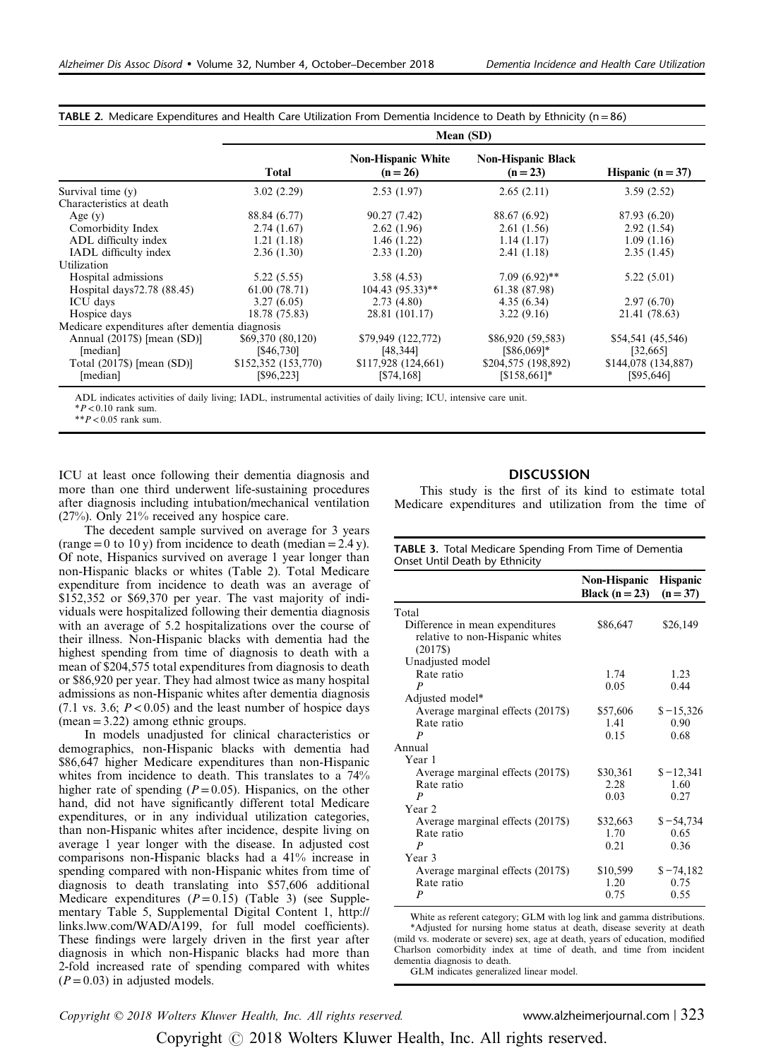**TABLE 2.** Medicare Expenditures and Health Care Utilization From Dementia Incidence to Death by Ethnicity (n = 86)

| | Mean (SD) | | | |
|---|---|---|---|---|
| | **Total** | **Non-Hispanic White (n = 26)** | **Non-Hispanic Black (n = 23)** | **Hispanic (n = 37)** |
| Survival time (y) | 3.02 (2.29) | 2.53 (1.97) | 2.65 (2.11) | 3.59 (2.52) |
| Characteristics at death | | | | |
| Age (y) | 88.84 (6.77) | 90.27 (7.42) | 88.67 (6.92) | 87.93 (6.20) |
| Comorbidity Index | 2.74 (1.67) | 2.62 (1.96) | 2.61 (1.56) | 2.92 (1.54) |
| ADL difficulty index | 1.21 (1.18) | 1.46 (1.22) | 1.14 (1.17) | 1.09 (1.16) |
| IADL difficulty index | 2.36 (1.30) | 2.33 (1.20) | 2.41 (1.18) | 2.35 (1.45) |
| Utilization | | | | |
| Hospital admissions | 5.22 (5.55) | 3.58 (4.53) | 7.09 (6.92)** | 5.22 (5.01) |
| Hospital days72.78 (88.45) | 61.00 (78.71) | 104.43 (95.33)** | 61.38 (87.98) | |
| ICU days | 3.27 (6.05) | 2.73 (4.80) | 4.35 (6.34) | 2.97 (6.70) |
| Hospice days | 18.78 (75.83) | 28.81 (101.17) | 3.22 (9.16) | 21.41 (78.63) |
| Medicare expenditures after dementia diagnosis | | | | |
| Annual (2017$) [mean (SD)] | $69,370 (80,120) | $79,949 (122,772) | $86,920 (59,583) | $54,541 (45,546) |
| [median] | [$46,730] | [48,344] | [$86,069]* | [32,665] |
| Total (2017$) [mean (SD)] | $152,352 (153,770) | $117,928 (124,661) | $204,575 (198,892) | $144,078 (134,887) |
| [median] | [$96,223] | [$74,168] | [$158,661]* | [$95,646] |

ADL indicates activities of daily living; IADL, instrumental activities of daily living; ICU, intensive care unit.
*$P < 0.10$ rank sum.
**$P < 0.05$ rank sum.

ICU at least once following their dementia diagnosis and more than one third underwent life-sustaining procedures after diagnosis including intubation/mechanical ventilation (27%). Only 21% received any hospice care.

The decedent sample survived on average for 3 years (range = 0 to 10 y) from incidence to death (median = 2.4 y). Of note, Hispanics survived on average 1 year longer than non-Hispanic blacks or whites (Table 2). Total Medicare expenditure from incidence to death was an average of $152,352 or $69,370 per year. The vast majority of individuals were hospitalized following their dementia diagnosis with an average of 5.2 hospitalizations over the course of their illness. Non-Hispanic blacks with dementia had the highest spending from time of diagnosis to death with a mean of $204,575 total expenditures from diagnosis to death or $86,920 per year. They had almost twice as many hospital admissions as non-Hispanic whites after dementia diagnosis (7.1 vs. 3.6; $P < 0.05$) and the least number of hospice days (mean = 3.22) among ethnic groups.

In models unadjusted for clinical characteristics or demographics, non-Hispanic blacks with dementia had $86,647 higher Medicare expenditures than non-Hispanic whites from incidence to death. This translates to a 74% higher rate of spending ($P = 0.05$). Hispanics, on the other hand, did not have significantly different total Medicare expenditures, or in any individual utilization categories, than non-Hispanic whites after incidence, despite living on average 1 year longer with the disease. In adjusted cost comparisons non-Hispanic blacks had a 41% increase in spending compared with non-Hispanic whites from time of diagnosis to death translating into $57,606 additional Medicare expenditures ($P = 0.15$) (Table 3) (see Supplementary Table 5, Supplemental Digital Content 1, http://links.lww.com/WAD/A199, for full model coefficients). These findings were largely driven in the first year after diagnosis in which non-Hispanic blacks had more than 2-fold increased rate of spending compared with whites ($P = 0.03$) in adjusted models.

## DISCUSSION

This study is the first of its kind to estimate total Medicare expenditures and utilization from the time of

**TABLE 3.** Total Medicare Spending From Time of Dementia Onset Until Death by Ethnicity

| | **Non-Hispanic Black (n = 23)** | **Hispanic (n = 37)** |
|---|---|---|
| Total | | |
| Difference in mean expenditures relative to non-Hispanic whites (2017$) | $86,647 | $26,149 |
| Unadjusted model | | |
| Rate ratio | 1.74 | 1.23 |
| *P* | 0.05 | 0.44 |
| Adjusted model* | | |
| Average marginal effects (2017$) | $57,606 | $ −15,326 |
| Rate ratio | 1.41 | 0.90 |
| *P* | 0.15 | 0.68 |
| Annual | | |
| Year 1 | | |
| Average marginal effects (2017$) | $30,361 | $ −12,341 |
| Rate ratio | 2.28 | 1.60 |
| *P* | 0.03 | 0.27 |
| Year 2 | | |
| Average marginal effects (2017$) | $32,663 | $ −54,734 |
| Rate ratio | 1.70 | 0.65 |
| *P* | 0.21 | 0.36 |
| Year 3 | | |
| Average marginal effects (2017$) | $10,599 | $ −74,182 |
| Rate ratio | 1.20 | 0.75 |
| *P* | 0.75 | 0.55 |

White as referent category; GLM with log link and gamma distributions.
*Adjusted for nursing home status at death, disease severity at death (mild vs. moderate or severe) sex, age at death, years of education, modified Charlson comorbidity index at time of death, and time from incident dementia diagnosis to death.
GLM indicates generalized linear model.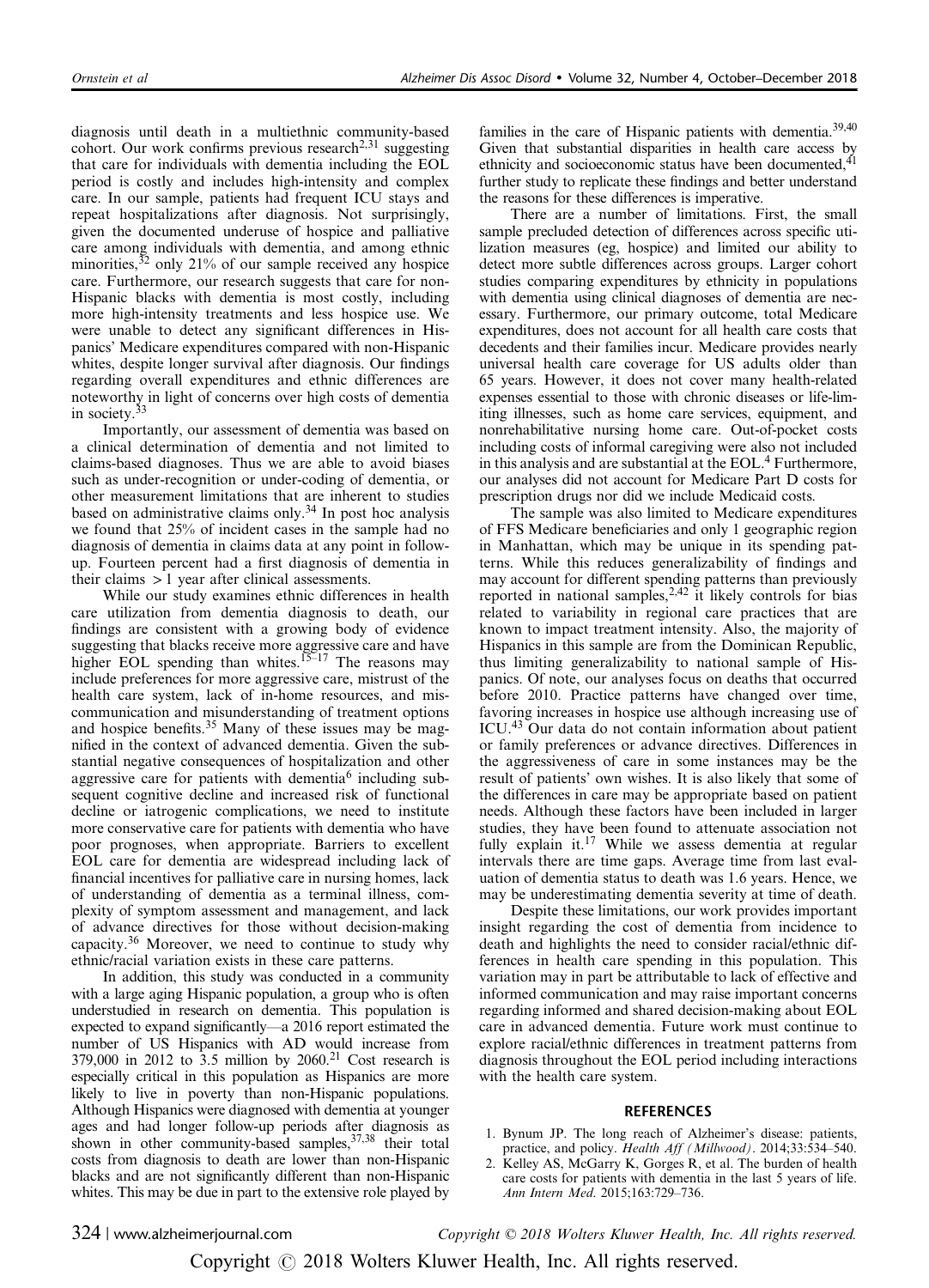diagnosis until death in a multiethnic community-based cohort. Our work confirms previous research[2,31] suggesting that care for individuals with dementia including the EOL period is costly and includes high-intensity and complex care. In our sample, patients had frequent ICU stays and repeat hospitalizations after diagnosis. Not surprisingly, given the documented underuse of hospice and palliative care among individuals with dementia, and among ethnic minorities,[32] only 21% of our sample received any hospice care. Furthermore, our research suggests that care for non-Hispanic blacks with dementia is most costly, including more high-intensity treatments and less hospice use. We were unable to detect any significant differences in Hispanics' Medicare expenditures compared with non-Hispanic whites, despite longer survival after diagnosis. Our findings regarding overall expenditures and ethnic differences are noteworthy in light of concerns over high costs of dementia in society.[33]

Importantly, our assessment of dementia was based on a clinical determination of dementia and not limited to claims-based diagnoses. Thus we are able to avoid biases such as under-recognition or under-coding of dementia, or other measurement limitations that are inherent to studies based on administrative claims only.[34] In post hoc analysis we found that 25% of incident cases in the sample had no diagnosis of dementia in claims data at any point in follow-up. Fourteen percent had a first diagnosis of dementia in their claims > 1 year after clinical assessments.

While our study examines ethnic differences in health care utilization from dementia diagnosis to death, our findings are consistent with a growing body of evidence suggesting that blacks receive more aggressive care and have higher EOL spending than whites.[15–17] The reasons may include preferences for more aggressive care, mistrust of the health care system, lack of in-home resources, and miscommunication and misunderstanding of treatment options and hospice benefits.[35] Many of these issues may be magnified in the context of advanced dementia. Given the substantial negative consequences of hospitalization and other aggressive care for patients with dementia[6] including subsequent cognitive decline and increased risk of functional decline or iatrogenic complications, we need to institute more conservative care for patients with dementia who have poor prognoses, when appropriate. Barriers to excellent EOL care for dementia are widespread including lack of financial incentives for palliative care in nursing homes, lack of understanding of dementia as a terminal illness, complexity of symptom assessment and management, and lack of advance directives for those without decision-making capacity.[36] Moreover, we need to continue to study why ethnic/racial variation exists in these care patterns.

In addition, this study was conducted in a community with a large aging Hispanic population, a group who is often understudied in research on dementia. This population is expected to expand significantly—a 2016 report estimated the number of US Hispanics with AD would increase from 379,000 in 2012 to 3.5 million by 2060.[21] Cost research is especially critical in this population as Hispanics are more likely to live in poverty than non-Hispanic populations. Although Hispanics were diagnosed with dementia at younger ages and had longer follow-up periods after diagnosis as shown in other community-based samples,[37,38] their total costs from diagnosis to death are lower than non-Hispanic blacks and are not significantly different than non-Hispanic whites. This may be due in part to the extensive role played by families in the care of Hispanic patients with dementia.[39,40] Given that substantial disparities in health care access by ethnicity and socioeconomic status have been documented,[41] further study to replicate these findings and better understand the reasons for these differences is imperative.

There are a number of limitations. First, the small sample precluded detection of differences across specific utilization measures (eg, hospice) and limited our ability to detect more subtle differences across groups. Larger cohort studies comparing expenditures by ethnicity in populations with dementia using clinical diagnoses of dementia are necessary. Furthermore, our primary outcome, total Medicare expenditures, does not account for all health care costs that decedents and their families incur. Medicare provides nearly universal health care coverage for US adults older than 65 years. However, it does not cover many health-related expenses essential to those with chronic diseases or life-limiting illnesses, such as home care services, equipment, and nonrehabilitative nursing home care. Out-of-pocket costs including costs of informal caregiving were also not included in this analysis and are substantial at the EOL.[4] Furthermore, our analyses did not account for Medicare Part D costs for prescription drugs nor did we include Medicaid costs.

The sample was also limited to Medicare expenditures of FFS Medicare beneficiaries and only 1 geographic region in Manhattan, which may be unique in its spending patterns. While this reduces generalizability of findings and may account for different spending patterns than previously reported in national samples,[2,42] it likely controls for bias related to variability in regional care practices that are known to impact treatment intensity. Also, the majority of Hispanics in this sample are from the Dominican Republic, thus limiting generalizability to national sample of Hispanics. Of note, our analyses focus on deaths that occurred before 2010. Practice patterns have changed over time, favoring increases in hospice use although increasing use of ICU.[43] Our data do not contain information about patient or family preferences or advance directives. Differences in the aggressiveness of care in some instances may be the result of patients' own wishes. It is also likely that some of the differences in care may be appropriate based on patient needs. Although these factors have been included in larger studies, they have been found to attenuate association not fully explain it.[17] While we assess dementia at regular intervals there are time gaps. Average time from last evaluation of dementia status to death was 1.6 years. Hence, we may be underestimating dementia severity at time of death.

Despite these limitations, our work provides important insight regarding the cost of dementia from incidence to death and highlights the need to consider racial/ethnic differences in health care spending in this population. This variation may in part be attributable to lack of effective and informed communication and may raise important concerns regarding informed and shared decision-making about EOL care in advanced dementia. Future work must continue to explore racial/ethnic differences in treatment patterns from diagnosis throughout the EOL period including interactions with the health care system.

## REFERENCES

1. Bynum JP. The long reach of Alzheimer's disease: patients, practice, and policy. *Health Aff (Millwood)*. 2014;33:534–540.
2. Kelley AS, McGarry K, Gorges R, et al. The burden of health care costs for patients with dementia in the last 5 years of life. *Ann Intern Med*. 2015;163:729–736.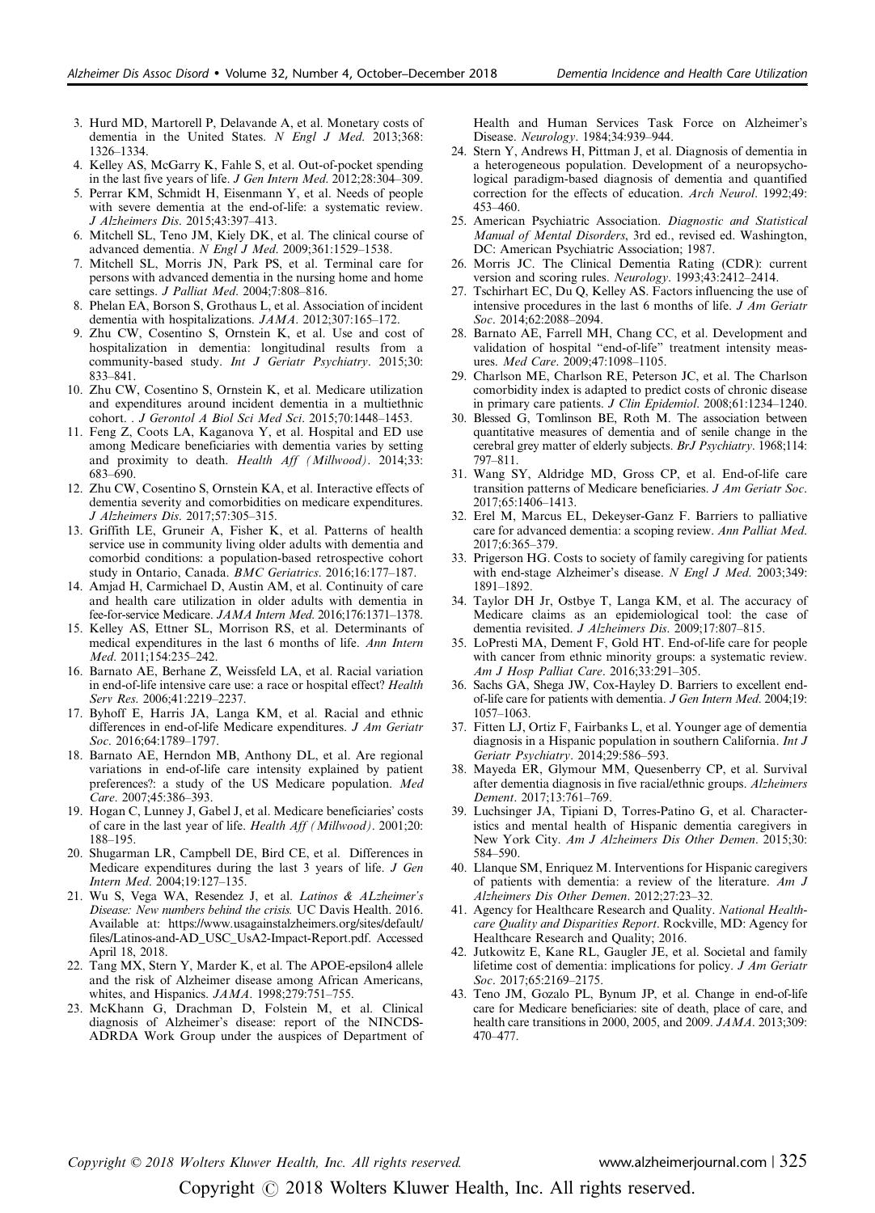3. Hurd MD, Martorell P, Delavande A, et al. Monetary costs of dementia in the United States. *N Engl J Med*. 2013;368: 1326–1334.
4. Kelley AS, McGarry K, Fahle S, et al. Out-of-pocket spending in the last five years of life. *J Gen Intern Med*. 2012;28:304–309.
5. Perrar KM, Schmidt H, Eisenmann Y, et al. Needs of people with severe dementia at the end-of-life: a systematic review. *J Alzheimers Dis*. 2015;43:397–413.
6. Mitchell SL, Teno JM, Kiely DK, et al. The clinical course of advanced dementia. *N Engl J Med*. 2009;361:1529–1538.
7. Mitchell SL, Morris JN, Park PS, et al. Terminal care for persons with advanced dementia in the nursing home and home care settings. *J Palliat Med*. 2004;7:808–816.
8. Phelan EA, Borson S, Grothaus L, et al. Association of incident dementia with hospitalizations. *JAMA*. 2012;307:165–172.
9. Zhu CW, Cosentino S, Ornstein K, et al. Use and cost of hospitalization in dementia: longitudinal results from a community-based study. *Int J Geriatr Psychiatry*. 2015;30: 833–841.
10. Zhu CW, Cosentino S, Ornstein K, et al. Medicare utilization and expenditures around incident dementia in a multiethnic cohort. . *J Gerontol A Biol Sci Med Sci*. 2015;70:1448–1453.
11. Feng Z, Coots LA, Kaganova Y, et al. Hospital and ED use among Medicare beneficiaries with dementia varies by setting and proximity to death. *Health Aff (Millwood)*. 2014;33: 683–690.
12. Zhu CW, Cosentino S, Ornstein KA, et al. Interactive effects of dementia severity and comorbidities on medicare expenditures. *J Alzheimers Dis*. 2017;57:305–315.
13. Griffith LE, Gruneir A, Fisher K, et al. Patterns of health service use in community living older adults with dementia and comorbid conditions: a population-based retrospective cohort study in Ontario, Canada. *BMC Geriatrics*. 2016;16:177–187.
14. Amjad H, Carmichael D, Austin AM, et al. Continuity of care and health care utilization in older adults with dementia in fee-for-service Medicare. *JAMA Intern Med*. 2016;176:1371–1378.
15. Kelley AS, Ettner SL, Morrison RS, et al. Determinants of medical expenditures in the last 6 months of life. *Ann Intern Med*. 2011;154:235–242.
16. Barnato AE, Berhane Z, Weissfeld LA, et al. Racial variation in end-of-life intensive care use: a race or hospital effect? *Health Serv Res*. 2006;41:2219–2237.
17. Byhoff E, Harris JA, Langa KM, et al. Racial and ethnic differences in end-of-life Medicare expenditures. *J Am Geriatr Soc*. 2016;64:1789–1797.
18. Barnato AE, Herndon MB, Anthony DL, et al. Are regional variations in end-of-life care intensity explained by patient preferences?: a study of the US Medicare population. *Med Care*. 2007;45:386–393.
19. Hogan C, Lunney J, Gabel J, et al. Medicare beneficiaries' costs of care in the last year of life. *Health Aff (Millwood)*. 2001;20: 188–195.
20. Shugarman LR, Campbell DE, Bird CE, et al. Differences in Medicare expenditures during the last 3 years of life. *J Gen Intern Med*. 2004;19:127–135.
21. Wu S, Vega WA, Resendez J, et al. *Latinos & ALzheimer's Disease: New numbers behind the crisis.* UC Davis Health. 2016. Available at: https://www.usagainstalzheimers.org/sites/default/files/Latinos-and-AD_USC_UsA2-Impact-Report.pdf. Accessed April 18, 2018.
22. Tang MX, Stern Y, Marder K, et al. The APOE-epsilon4 allele and the risk of Alzheimer disease among African Americans, whites, and Hispanics. *JAMA*. 1998;279:751–755.
23. McKhann G, Drachman D, Folstein M, et al. Clinical diagnosis of Alzheimer's disease: report of the NINCDS-ADRDA Work Group under the auspices of Department of Health and Human Services Task Force on Alzheimer's Disease. *Neurology*. 1984;34:939–944.
24. Stern Y, Andrews H, Pittman J, et al. Diagnosis of dementia in a heterogeneous population. Development of a neuropsychological paradigm-based diagnosis of dementia and quantified correction for the effects of education. *Arch Neurol*. 1992;49: 453–460.
25. American Psychiatric Association. *Diagnostic and Statistical Manual of Mental Disorders*, 3rd ed., revised ed. Washington, DC: American Psychiatric Association; 1987.
26. Morris JC. The Clinical Dementia Rating (CDR): current version and scoring rules. *Neurology*. 1993;43:2412–2414.
27. Tschirhart EC, Du Q, Kelley AS. Factors influencing the use of intensive procedures in the last 6 months of life. *J Am Geriatr Soc*. 2014;62:2088–2094.
28. Barnato AE, Farrell MH, Chang CC, et al. Development and validation of hospital "end-of-life" treatment intensity measures. *Med Care*. 2009;47:1098–1105.
29. Charlson ME, Charlson RE, Peterson JC, et al. The Charlson comorbidity index is adapted to predict costs of chronic disease in primary care patients. *J Clin Epidemiol*. 2008;61:1234–1240.
30. Blessed G, Tomlinson BE, Roth M. The association between quantitative measures of dementia and of senile change in the cerebral grey matter of elderly subjects. *BrJ Psychiatry*. 1968;114: 797–811.
31. Wang SY, Aldridge MD, Gross CP, et al. End-of-life care transition patterns of Medicare beneficiaries. *J Am Geriatr Soc*. 2017;65:1406–1413.
32. Erel M, Marcus EL, Dekeyser-Ganz F. Barriers to palliative care for advanced dementia: a scoping review. *Ann Palliat Med*. 2017;6:365–379.
33. Prigerson HG. Costs to society of family caregiving for patients with end-stage Alzheimer's disease. *N Engl J Med*. 2003;349: 1891–1892.
34. Taylor DH Jr, Ostbye T, Langa KM, et al. The accuracy of Medicare claims as an epidemiological tool: the case of dementia revisited. *J Alzheimers Dis*. 2009;17:807–815.
35. LoPresti MA, Dement F, Gold HT. End-of-life care for people with cancer from ethnic minority groups: a systematic review. *Am J Hosp Palliat Care*. 2016;33:291–305.
36. Sachs GA, Shega JW, Cox-Hayley D. Barriers to excellent end-of-life care for patients with dementia. *J Gen Intern Med*. 2004;19: 1057–1063.
37. Fitten LJ, Ortiz F, Fairbanks L, et al. Younger age of dementia diagnosis in a Hispanic population in southern California. *Int J Geriatr Psychiatry*. 2014;29:586–593.
38. Mayeda ER, Glymour MM, Quesenberry CP, et al. Survival after dementia diagnosis in five racial/ethnic groups. *Alzheimers Dement*. 2017;13:761–769.
39. Luchsinger JA, Tipiani D, Torres-Patino G, et al. Characteristics and mental health of Hispanic dementia caregivers in New York City. *Am J Alzheimers Dis Other Demen*. 2015;30: 584–590.
40. Llanque SM, Enriquez M. Interventions for Hispanic caregivers of patients with dementia: a review of the literature. *Am J Alzheimers Dis Other Demen*. 2012;27:23–32.
41. Agency for Healthcare Research and Quality. *National Healthcare Quality and Disparities Report*. Rockville, MD: Agency for Healthcare Research and Quality; 2016.
42. Jutkowitz E, Kane RL, Gaugler JE, et al. Societal and family lifetime cost of dementia: implications for policy. *J Am Geriatr Soc*. 2017;65:2169–2175.
43. Teno JM, Gozalo PL, Bynum JP, et al. Change in end-of-life care for Medicare beneficiaries: site of death, place of care, and health care transitions in 2000, 2005, and 2009. *JAMA*. 2013;309: 470–477.